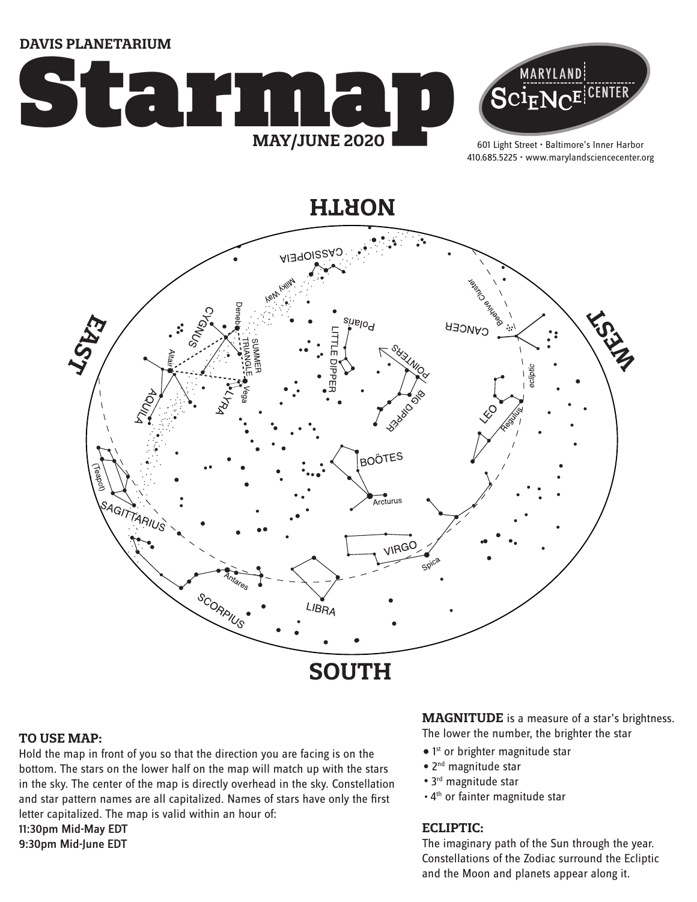DAVIS PLANETARIUM

# Starmap

**MAY/JUNE 2020**

MARYLAND SCIENCE CENTER

601 Light Street • Baltimore's Inner Harbor
410.685.5225 • www.marylandsciencecenter.org

NORTH

EAST

WEST

SOUTH

CASSIOPEIA
Milky Way
Deneb
CYGNUS
SUMMER TRIANGLE
Altair
Vega
LYRA
AQUILA
Polaris
LITTLE DIPPER
POINTERS
BIG DIPPER
Beehive Cluster
CANCER
ecliptic
LEO
Regulus
BOÖTES
Arcturus
(Teapot)
SAGITTARIUS
VIRGO
Spica
Antares
SCORPIUS
LIBRA

### TO USE MAP:

Hold the map in front of you so that the direction you are facing is on the bottom. The stars on the lower half on the map will match up with the stars in the sky. The center of the map is directly overhead in the sky. Constellation and star pattern names are all capitalized. Names of stars have only the first letter capitalized. The map is valid within an hour of:

11:30pm Mid-May EDT
9:30pm Mid-June EDT

**MAGNITUDE** is a measure of a star's brightness. The lower the number, the brighter the star

- 1st or brighter magnitude star
- 2nd magnitude star
- 3rd magnitude star
- 4th or fainter magnitude star

### ECLIPTIC:

The imaginary path of the Sun through the year. Constellations of the Zodiac surround the Ecliptic and the Moon and planets appear along it.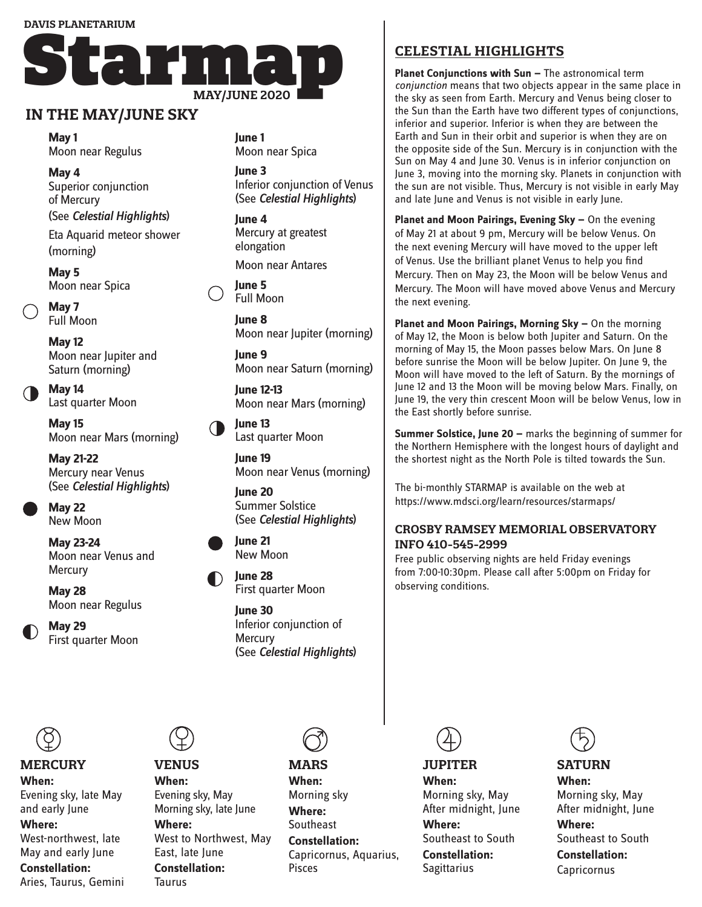DAVIS PLANETARIUM

# Starmap

MAY/JUNE 2020

## IN THE MAY/JUNE SKY

**May 1**
Moon near Regulus

**May 4**
Superior conjunction of Mercury
(See *Celestial Highlights*)

Eta Aquarid meteor shower (morning)

**May 5**
Moon near Spica

**May 7**
Full Moon

**May 12**
Moon near Jupiter and Saturn (morning)

**May 14**
Last quarter Moon

**May 15**
Moon near Mars (morning)

**May 21-22**
Mercury near Venus
(See *Celestial Highlights*)

**May 22**
New Moon

**May 23-24**
Moon near Venus and Mercury

**May 28**
Moon near Regulus

**May 29**
First quarter Moon

**June 1**
Moon near Spica

**June 3**
Inferior conjunction of Venus
(See *Celestial Highlights*)

**June 4**
Mercury at greatest elongation

Moon near Antares

**June 5**
Full Moon

**June 8**
Moon near Jupiter (morning)

**June 9**
Moon near Saturn (morning)

**June 12-13**
Moon near Mars (morning)

**June 13**
Last quarter Moon

**June 19**
Moon near Venus (morning)

**June 20**
Summer Solstice
(See *Celestial Highlights*)

**June 21**
New Moon

**June 28**
First quarter Moon

**June 30**
Inferior conjunction of Mercury
(See *Celestial Highlights*)

## CELESTIAL HIGHLIGHTS

**Planet Conjunctions with Sun –** The astronomical term *conjunction* means that two objects appear in the same place in the sky as seen from Earth. Mercury and Venus being closer to the Sun than the Earth have two different types of conjunctions, inferior and superior. Inferior is when they are between the Earth and Sun in their orbit and superior is when they are on the opposite side of the Sun. Mercury is in conjunction with the Sun on May 4 and June 30. Venus is in inferior conjunction on June 3, moving into the morning sky. Planets in conjunction with the sun are not visible. Thus, Mercury is not visible in early May and late June and Venus is not visible in early June.

**Planet and Moon Pairings, Evening Sky –** On the evening of May 21 at about 9 pm, Mercury will be below Venus. On the next evening Mercury will have moved to the upper left of Venus. Use the brilliant planet Venus to help you find Mercury. Then on May 23, the Moon will be below Venus and Mercury. The Moon will have moved above Venus and Mercury the next evening.

**Planet and Moon Pairings, Morning Sky –** On the morning of May 12, the Moon is below both Jupiter and Saturn. On the morning of May 15, the Moon passes below Mars. On June 8 before sunrise the Moon will be below Jupiter. On June 9, the Moon will have moved to the left of Saturn. By the mornings of June 12 and 13 the Moon will be moving below Mars. Finally, on June 19, the very thin crescent Moon will be below Venus, low in the East shortly before sunrise.

**Summer Solstice, June 20 –** marks the beginning of summer for the Northern Hemisphere with the longest hours of daylight and the shortest night as the North Pole is tilted towards the Sun.

The bi-monthly STARMAP is available on the web at https://www.mdsci.org/learn/resources/starmaps/

### CROSBY RAMSEY MEMORIAL OBSERVATORY INFO 410-545-2999

Free public observing nights are held Friday evenings from 7:00-10:30pm. Please call after 5:00pm on Friday for observing conditions.

### MERCURY

**When:**
Evening sky, late May and early June

**Where:**
West-northwest, late May and early June

**Constellation:**
Aries, Taurus, Gemini

### VENUS

**When:**
Evening sky, May
Morning sky, late June

**Where:**
West to Northwest, May
East, late June

**Constellation:**
Taurus

### MARS

**When:**
Morning sky

**Where:**
Southeast

**Constellation:**
Capricornus, Aquarius, Pisces

### JUPITER

**When:**
Morning sky, May
After midnight, June

**Where:**
Southeast to South

**Constellation:**
Sagittarius

### SATURN

**When:**
Morning sky, May
After midnight, June

**Where:**
Southeast to South

**Constellation:**
Capricornus